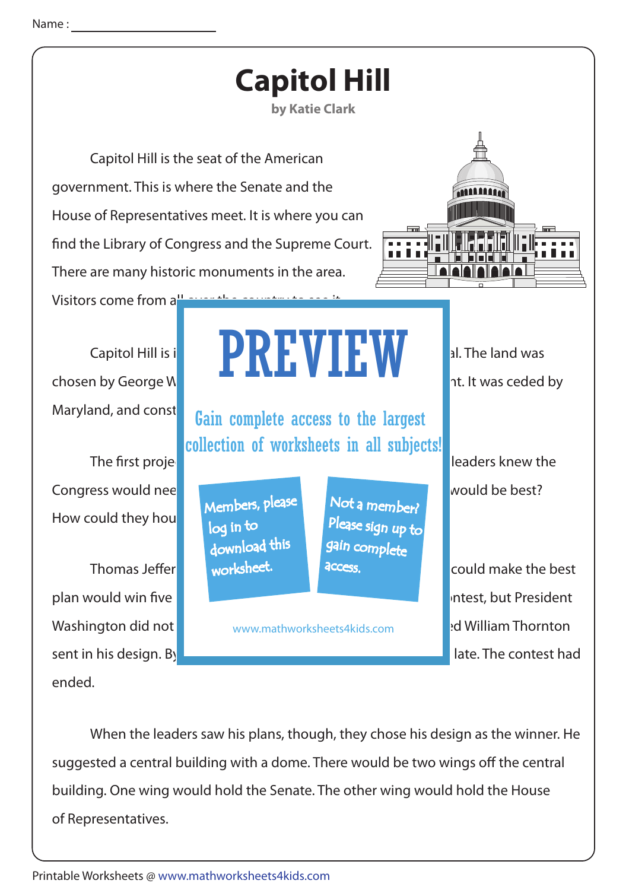Name : ____________________

# Capitol Hill

**by Katie Clark**

Capitol Hill is the seat of the American government. This is where the Senate and the House of Representatives meet. It is where you can find the Library of Congress and the Supreme Court. There are many historic monuments in the area. Visitors come from all over the country to see it.

Capitol Hill is i ... al. The land was chosen by George W ... nt. It was ceded by Maryland, and const ...

The first proje ... leaders knew the Congress would nee ... would be best? How could they hou ...

Thomas Jeffer ... could make the best plan would win five ... ntest, but President Washington did not ... d William Thornton sent in his design. By ... late. The contest had ended.

PREVIEW

Gain complete access to the largest collection of worksheets in all subjects!

Members, please log in to download this worksheet.

Not a member? Please sign up to gain complete access.

www.mathworksheets4kids.com

When the leaders saw his plans, though, they chose his design as the winner. He suggested a central building with a dome. There would be two wings off the central building. One wing would hold the Senate. The other wing would hold the House of Representatives.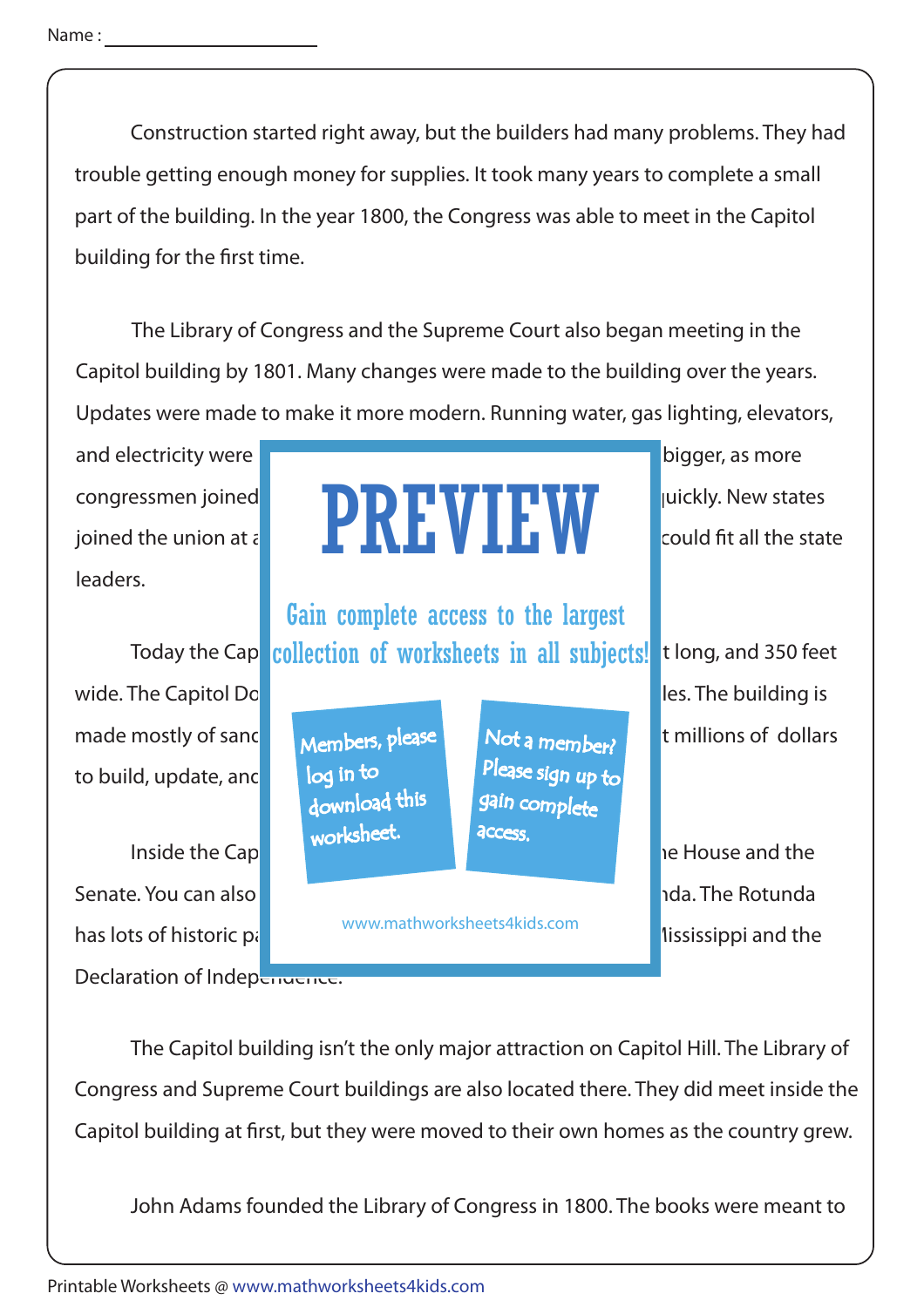Name : ____________________

Construction started right away, but the builders had many problems. They had trouble getting enough money for supplies. It took many years to complete a small part of the building. In the year 1800, the Congress was able to meet in the Capitol building for the first time.

The Library of Congress and the Supreme Court also began meeting in the Capitol building by 1801. Many changes were made to the building over the years. Updates were made to make it more modern. Running water, gas lighting, elevators, and electricity were bigger, as more congressmen joined quickly. New states joined the union at a could fit all the state leaders.

Today the Cap t long, and 350 feet wide. The Capitol Do les. The building is made mostly of sand t millions of dollars to build, update, and

Inside the Cap e House and the Senate. You can also nda. The Rotunda has lots of historic p lississippi and the Declaration of Independence.

PREVIEW

Gain complete access to the largest collection of worksheets in all subjects!

Members, please log in to download this worksheet.

Not a member? Please sign up to gain complete access.

www.mathworksheets4kids.com

The Capitol building isn't the only major attraction on Capitol Hill. The Library of Congress and Supreme Court buildings are also located there. They did meet inside the Capitol building at first, but they were moved to their own homes as the country grew.

John Adams founded the Library of Congress in 1800. The books were meant to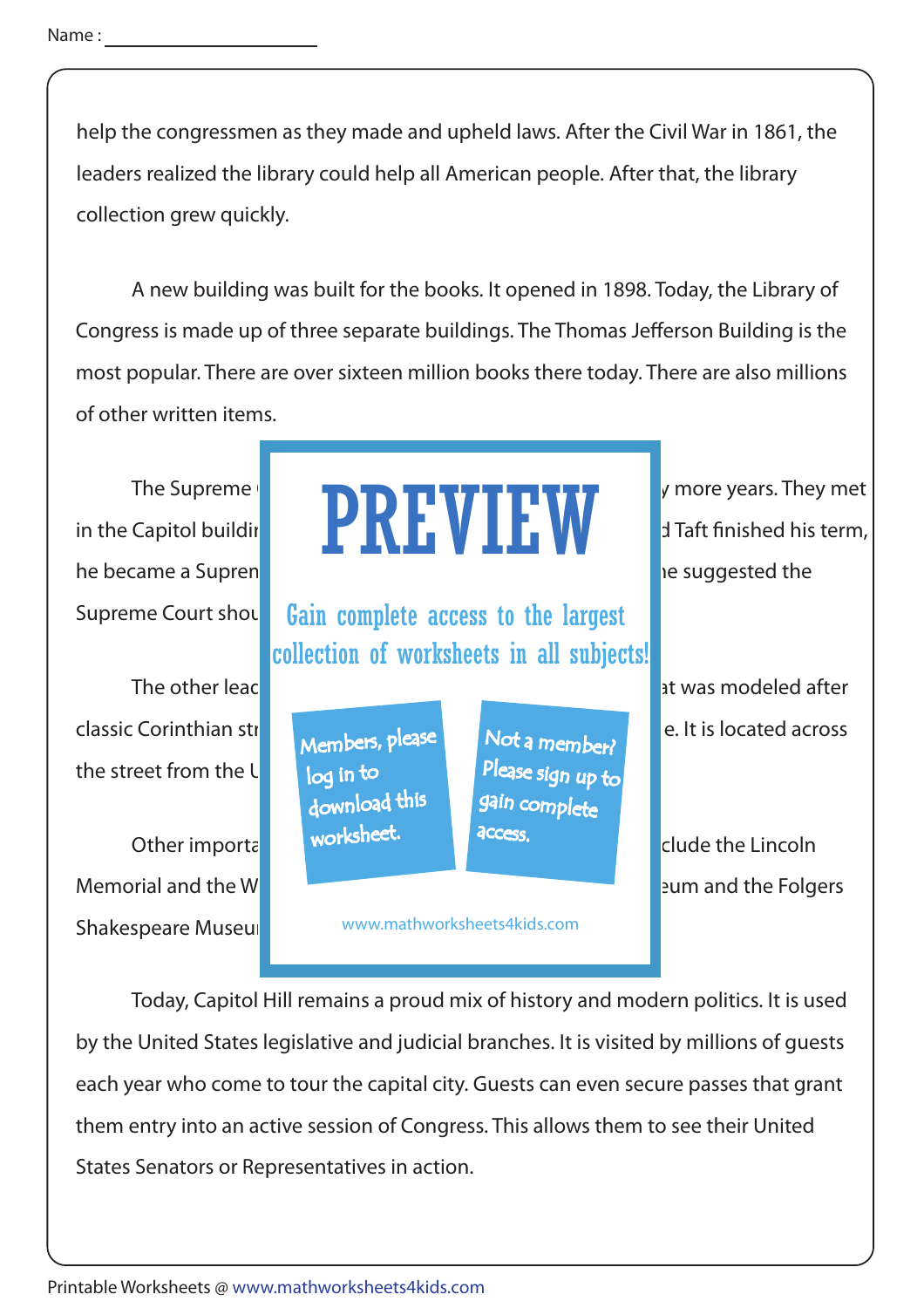help the congressmen as they made and upheld laws. After the Civil War in 1861, the leaders realized the library could help all American people. After that, the library collection grew quickly.

A new building was built for the books. It opened in 1898. Today, the Library of Congress is made up of three separate buildings. The Thomas Jefferson Building is the most popular. There are over sixteen million books there today. There are also millions of other written items.

The Supreme y more years. They met in the Capitol buildi d Taft finished his term, he became a Supren he suggested the Supreme Court shou

The other lead at was modeled after classic Corinthian st e. It is located across the street from the U

Other importa clude the Lincoln Memorial and the W eum and the Folgers Shakespeare Museu

Today, Capitol Hill remains a proud mix of history and modern politics. It is used by the United States legislative and judicial branches. It is visited by millions of guests each year who come to tour the capital city. Guests can even secure passes that grant them entry into an active session of Congress. This allows them to see their United States Senators or Representatives in action.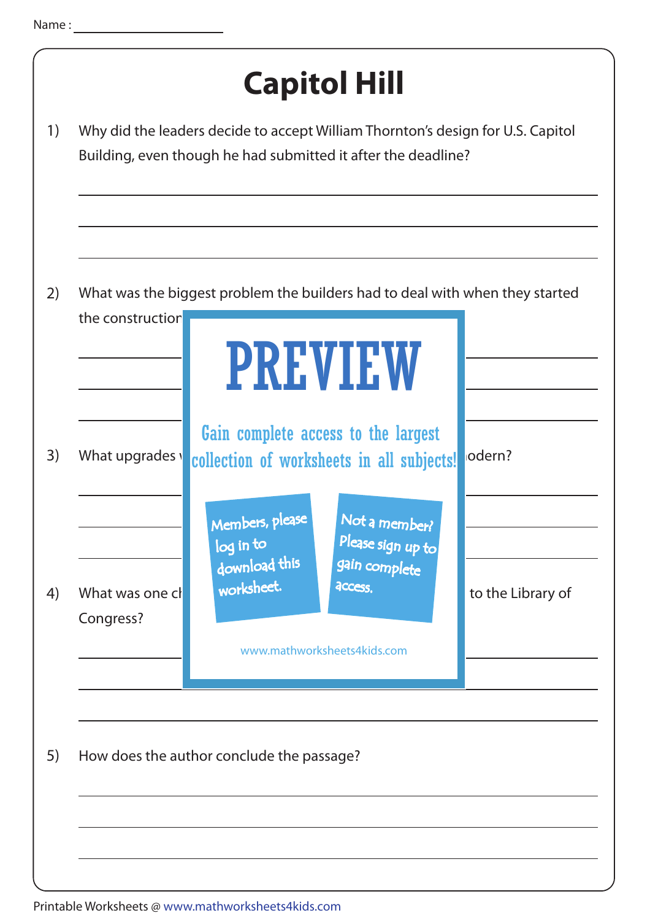Name : ____________________

# Capitol Hill

1) Why did the leaders decide to accept William Thornton's design for U.S. Capitol Building, even though he had submitted it after the deadline?

2) What was the biggest problem the builders had to deal with when they started the construction

3) What upgrades odern?

4) What was one ch to the Library of Congress?

5) How does the author conclude the passage?

PREVIEW

Gain complete access to the largest collection of worksheets in all subjects!

Members, please log in to download this worksheet.

Not a member? Please sign up to gain complete access.

www.mathworksheets4kids.com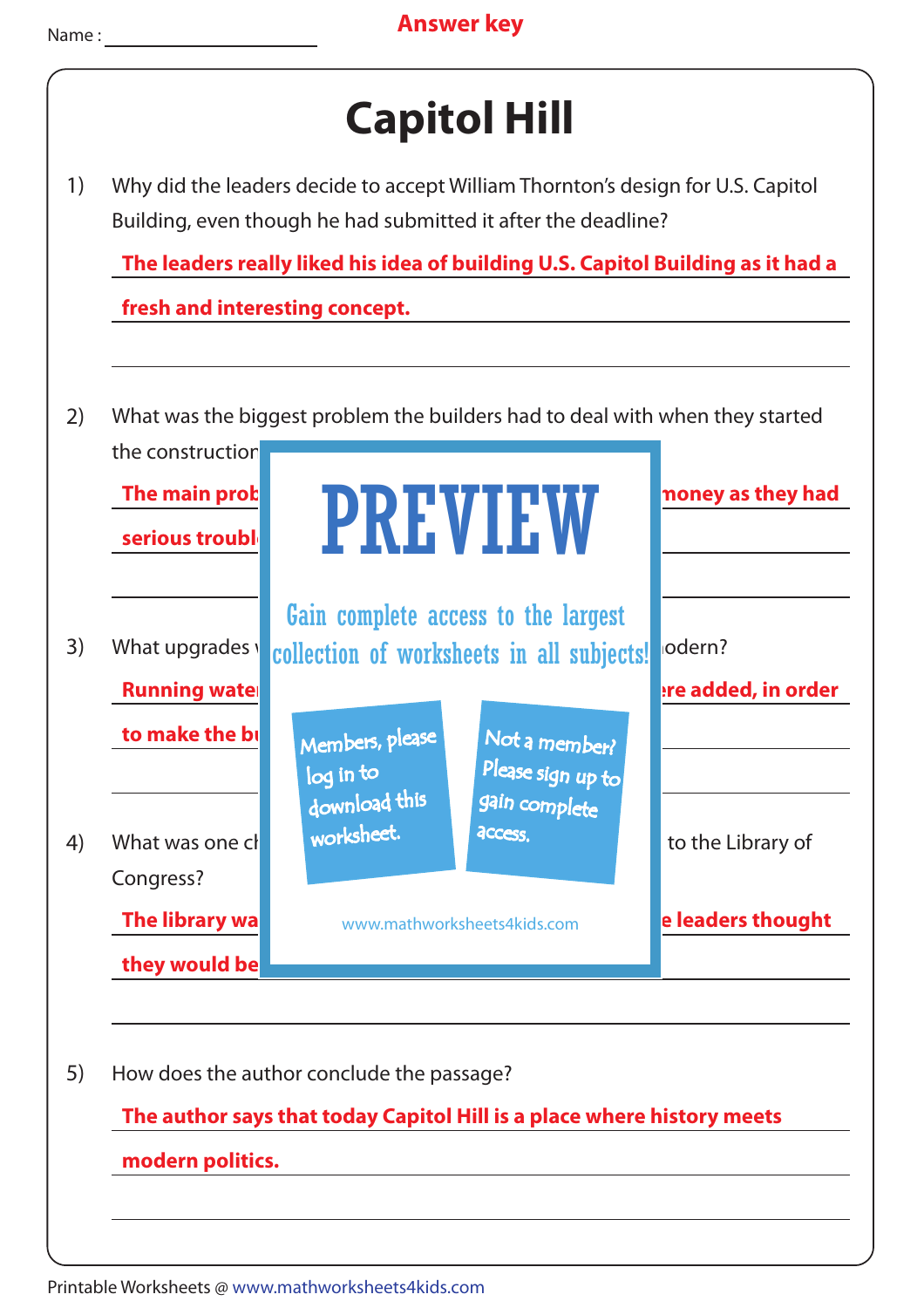Name : 

**Answer key**

# Capitol Hill

1) Why did the leaders decide to accept William Thornton's design for U.S. Capitol Building, even though he had submitted it after the deadline?

**The leaders really liked his idea of building U.S. Capitol Building as it had a fresh and interesting concept.**

2) What was the biggest problem the builders had to deal with when they started the construction

**The main prob** ... **money as they had serious troubl**

3) What upgrades ... odern?

**Running wate** ... **re added, in order to make the bu**

4) What was one ch ... to the Library of Congress?

**The library wa** ... **e leaders thought they would be**

5) How does the author conclude the passage?

**The author says that today Capitol Hill is a place where history meets modern politics.**

PREVIEW

Gain complete access to the largest collection of worksheets in all subjects!

Members, please log in to download this worksheet.

Not a member? Please sign up to gain complete access.

www.mathworksheets4kids.com

Printable Worksheets @ www.mathworksheets4kids.com